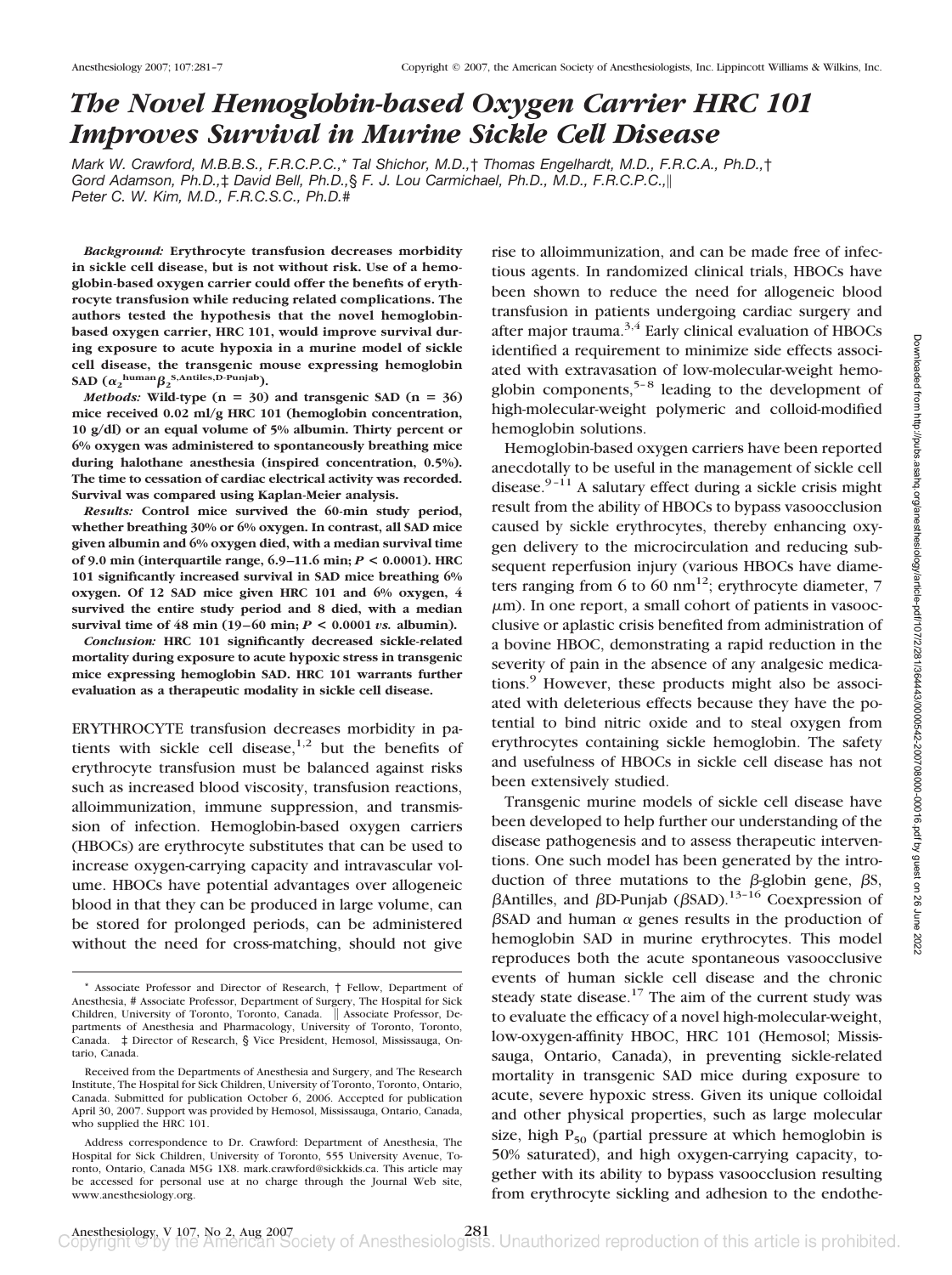# The Novel Hemoglobin-based Oxygen Carrier HRC 101 Improves Survival in Murine Sickle Cell Disease

*Mark W. Crawford, M.B.B.S., F.R.C.P.C.,\* Tal Shichor, M.D.,† Thomas Engelhardt, M.D., F.R.C.A., Ph.D.,† Gord Adamson, Ph.D.,‡ David Bell, Ph.D.,§ F. J. Lou Carmichael, Ph.D., M.D., F.R.C.P.C.,‖ Peter C. W. Kim, M.D., F.R.C.S.C., Ph.D.#*

***Background:*** **Erythrocyte transfusion decreases morbidity in sickle cell disease, but is not without risk. Use of a hemoglobin-based oxygen carrier could offer the benefits of erythrocyte transfusion while reducing related complications. The authors tested the hypothesis that the novel hemoglobin-based oxygen carrier, HRC 101, would improve survival during exposure to acute hypoxia in a murine model of sickle cell disease, the transgenic mouse expressing hemoglobin SAD ($\alpha_2^{human}\beta_2^{S,Antiles,D\text{-}Punjab}$).**

***Methods:*** **Wild-type (n = 30) and transgenic SAD (n = 36) mice received 0.02 ml/g HRC 101 (hemoglobin concentration, 10 g/dl) or an equal volume of 5% albumin. Thirty percent or 6% oxygen was administered to spontaneously breathing mice during halothane anesthesia (inspired concentration, 0.5%). The time to cessation of cardiac electrical activity was recorded. Survival was compared using Kaplan-Meier analysis.**

***Results:*** **Control mice survived the 60-min study period, whether breathing 30% or 6% oxygen. In contrast, all SAD mice given albumin and 6% oxygen died, with a median survival time of 9.0 min (interquartile range, 6.9–11.6 min; $P < 0.0001$). HRC 101 significantly increased survival in SAD mice breathing 6% oxygen. Of 12 SAD mice given HRC 101 and 6% oxygen, 4 survived the entire study period and 8 died, with a median survival time of 48 min (19–60 min; $P < 0.0001$ *vs.* albumin).**

***Conclusion:*** **HRC 101 significantly decreased sickle-related mortality during exposure to acute hypoxic stress in transgenic mice expressing hemoglobin SAD. HRC 101 warrants further evaluation as a therapeutic modality in sickle cell disease.**

ERYTHROCYTE transfusion decreases morbidity in patients with sickle cell disease,[1,2] but the benefits of erythrocyte transfusion must be balanced against risks such as increased blood viscosity, transfusion reactions, alloimmunization, immune suppression, and transmission of infection. Hemoglobin-based oxygen carriers (HBOCs) are erythrocyte substitutes that can be used to increase oxygen-carrying capacity and intravascular volume. HBOCs have potential advantages over allogeneic blood in that they can be produced in large volume, can be stored for prolonged periods, can be administered without the need for cross-matching, should not give rise to alloimmunization, and can be made free of infectious agents. In randomized clinical trials, HBOCs have been shown to reduce the need for allogeneic blood transfusion in patients undergoing cardiac surgery and after major trauma.[3,4] Early clinical evaluation of HBOCs identified a requirement to minimize side effects associated with extravasation of low-molecular-weight hemoglobin components,[5–8] leading to the development of high-molecular-weight polymeric and colloid-modified hemoglobin solutions.

Hemoglobin-based oxygen carriers have been reported anecdotally to be useful in the management of sickle cell disease.[9–11] A salutary effect during a sickle crisis might result from the ability of HBOCs to bypass vasoocclusion caused by sickle erythrocytes, thereby enhancing oxygen delivery to the microcirculation and reducing subsequent reperfusion injury (various HBOCs have diameters ranging from 6 to 60 nm[12]; erythrocyte diameter, 7 $\mu$m). In one report, a small cohort of patients in vasoocclusive or aplastic crisis benefited from administration of a bovine HBOC, demonstrating a rapid reduction in the severity of pain in the absence of any analgesic medications.[9] However, these products might also be associated with deleterious effects because they have the potential to bind nitric oxide and to steal oxygen from erythrocytes containing sickle hemoglobin. The safety and usefulness of HBOCs in sickle cell disease has not been extensively studied.

Transgenic murine models of sickle cell disease have been developed to help further our understanding of the disease pathogenesis and to assess therapeutic interventions. One such model has been generated by the introduction of three mutations to the $\beta$-globin gene, $\beta$S, $\beta$Antilles, and $\beta$D-Punjab ($\beta$SAD).[13–16] Coexpression of $\beta$SAD and human $\alpha$ genes results in the production of hemoglobin SAD in murine erythrocytes. This model reproduces both the acute spontaneous vasoocclusive events of human sickle cell disease and the chronic steady state disease.[17] The aim of the current study was to evaluate the efficacy of a novel high-molecular-weight, low-oxygen-affinity HBOC, HRC 101 (Hemosol; Mississauga, Ontario, Canada), in preventing sickle-related mortality in transgenic SAD mice during exposure to acute, severe hypoxic stress. Given its unique colloidal and other physical properties, such as large molecular size, high $P_{50}$ (partial pressure at which hemoglobin is 50% saturated), and high oxygen-carrying capacity, together with its ability to bypass vasoocclusion resulting from erythrocyte sickling and adhesion to the endothe-

\* Associate Professor and Director of Research, † Fellow, Department of Anesthesia, # Associate Professor, Department of Surgery, The Hospital for Sick Children, University of Toronto, Toronto, Canada. ‖ Associate Professor, Departments of Anesthesia and Pharmacology, University of Toronto, Toronto, Canada. ‡ Director of Research, § Vice President, Hemosol, Mississauga, Ontario, Canada.

Received from the Departments of Anesthesia and Surgery, and The Research Institute, The Hospital for Sick Children, University of Toronto, Toronto, Ontario, Canada. Submitted for publication October 6, 2006. Accepted for publication April 30, 2007. Support was provided by Hemosol, Mississauga, Ontario, Canada, who supplied the HRC 101.

Address correspondence to Dr. Crawford: Department of Anesthesia, The Hospital for Sick Children, University of Toronto, 555 University Avenue, Toronto, Ontario, Canada M5G 1X8. mark.crawford@sickkids.ca. This article may be accessed for personal use at no charge through the Journal Web site, www.anesthesiology.org.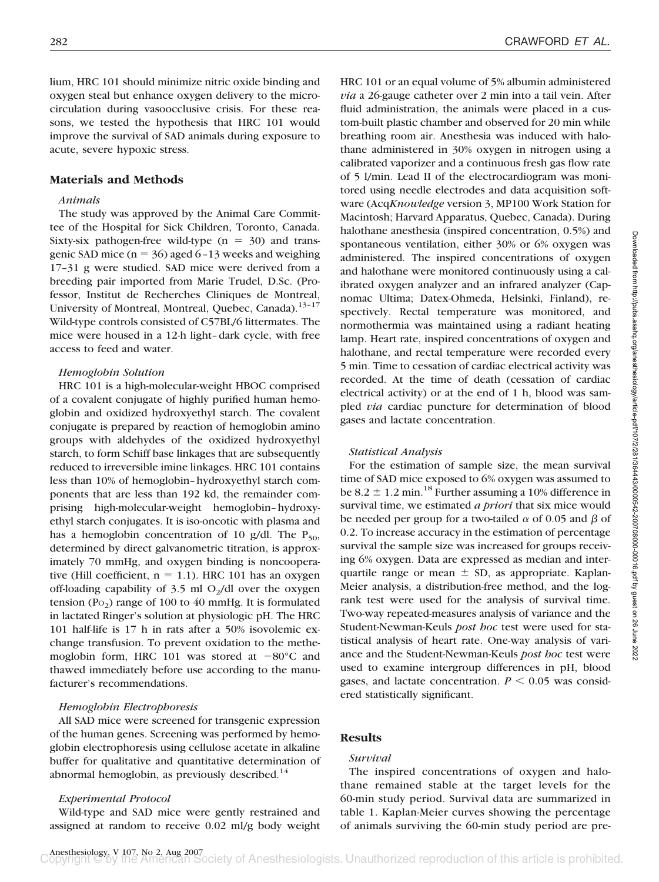lium, HRC 101 should minimize nitric oxide binding and oxygen steal but enhance oxygen delivery to the microcirculation during vasoocclusive crisis. For these reasons, we tested the hypothesis that HRC 101 would improve the survival of SAD animals during exposure to acute, severe hypoxic stress.

## Materials and Methods

### *Animals*

The study was approved by the Animal Care Committee of the Hospital for Sick Children, Toronto, Canada. Sixty-six pathogen-free wild-type (n = 30) and transgenic SAD mice (n = 36) aged 6–13 weeks and weighing 17–31 g were studied. SAD mice were derived from a breeding pair imported from Marie Trudel, D.Sc. (Professor, Institut de Recherches Cliniques de Montreal, University of Montreal, Montreal, Quebec, Canada).[13–17] Wild-type controls consisted of C57BL/6 littermates. The mice were housed in a 12-h light–dark cycle, with free access to feed and water.

### *Hemoglobin Solution*

HRC 101 is a high-molecular-weight HBOC comprised of a covalent conjugate of highly purified human hemoglobin and oxidized hydroxyethyl starch. The covalent conjugate is prepared by reaction of hemoglobin amino groups with aldehydes of the oxidized hydroxyethyl starch, to form Schiff base linkages that are subsequently reduced to irreversible imine linkages. HRC 101 contains less than 10% of hemoglobin–hydroxyethyl starch components that are less than 192 kd, the remainder comprising high-molecular-weight hemoglobin–hydroxyethyl starch conjugates. It is iso-oncotic with plasma and has a hemoglobin concentration of 10 g/dl. The $P_{50}$, determined by direct galvanometric titration, is approximately 70 mmHg, and oxygen binding is noncooperative (Hill coefficient, n = 1.1). HRC 101 has an oxygen off-loading capability of 3.5 ml $O_2$/dl over the oxygen tension ($P_{O_2}$) range of 100 to 40 mmHg. It is formulated in lactated Ringer's solution at physiologic pH. The HRC 101 half-life is 17 h in rats after a 50% isovolemic exchange transfusion. To prevent oxidation to the methemoglobin form, HRC 101 was stored at −80°C and thawed immediately before use according to the manufacturer's recommendations.

### *Hemoglobin Electrophoresis*

All SAD mice were screened for transgenic expression of the human genes. Screening was performed by hemoglobin electrophoresis using cellulose acetate in alkaline buffer for qualitative and quantitative determination of abnormal hemoglobin, as previously described.[14]

### *Experimental Protocol*

Wild-type and SAD mice were gently restrained and assigned at random to receive 0.02 ml/g body weight HRC 101 or an equal volume of 5% albumin administered *via* a 26-gauge catheter over 2 min into a tail vein. After fluid administration, the animals were placed in a custom-built plastic chamber and observed for 20 min while breathing room air. Anesthesia was induced with halothane administered in 30% oxygen in nitrogen using a calibrated vaporizer and a continuous fresh gas flow rate of 5 l/min. Lead II of the electrocardiogram was monitored using needle electrodes and data acquisition software (Acq*Knowledge* version 3, MP100 Work Station for Macintosh; Harvard Apparatus, Quebec, Canada). During halothane anesthesia (inspired concentration, 0.5%) and spontaneous ventilation, either 30% or 6% oxygen was administered. The inspired concentrations of oxygen and halothane were monitored continuously using a calibrated oxygen analyzer and an infrared analyzer (Capnomac Ultima; Datex-Ohmeda, Helsinki, Finland), respectively. Rectal temperature was monitored, and normothermia was maintained using a radiant heating lamp. Heart rate, inspired concentrations of oxygen and halothane, and rectal temperature were recorded every 5 min. Time to cessation of cardiac electrical activity was recorded. At the time of death (cessation of cardiac electrical activity) or at the end of 1 h, blood was sampled *via* cardiac puncture for determination of blood gases and lactate concentration.

### *Statistical Analysis*

For the estimation of sample size, the mean survival time of SAD mice exposed to 6% oxygen was assumed to be 8.2 ± 1.2 min.[18] Further assuming a 10% difference in survival time, we estimated *a priori* that six mice would be needed per group for a two-tailed $\alpha$ of 0.05 and $\beta$ of 0.2. To increase accuracy in the estimation of percentage survival the sample size was increased for groups receiving 6% oxygen. Data are expressed as median and interquartile range or mean ± SD, as appropriate. Kaplan-Meier analysis, a distribution-free method, and the log-rank test were used for the analysis of survival time. Two-way repeated-measures analysis of variance and the Student-Newman-Keuls *post hoc* test were used for statistical analysis of heart rate. One-way analysis of variance and the Student-Newman-Keuls *post hoc* test were used to examine intergroup differences in pH, blood gases, and lactate concentration. $P < 0.05$ was considered statistically significant.

## Results

### *Survival*

The inspired concentrations of oxygen and halothane remained stable at the target levels for the 60-min study period. Survival data are summarized in table 1. Kaplan-Meier curves showing the percentage of animals surviving the 60-min study period are pre-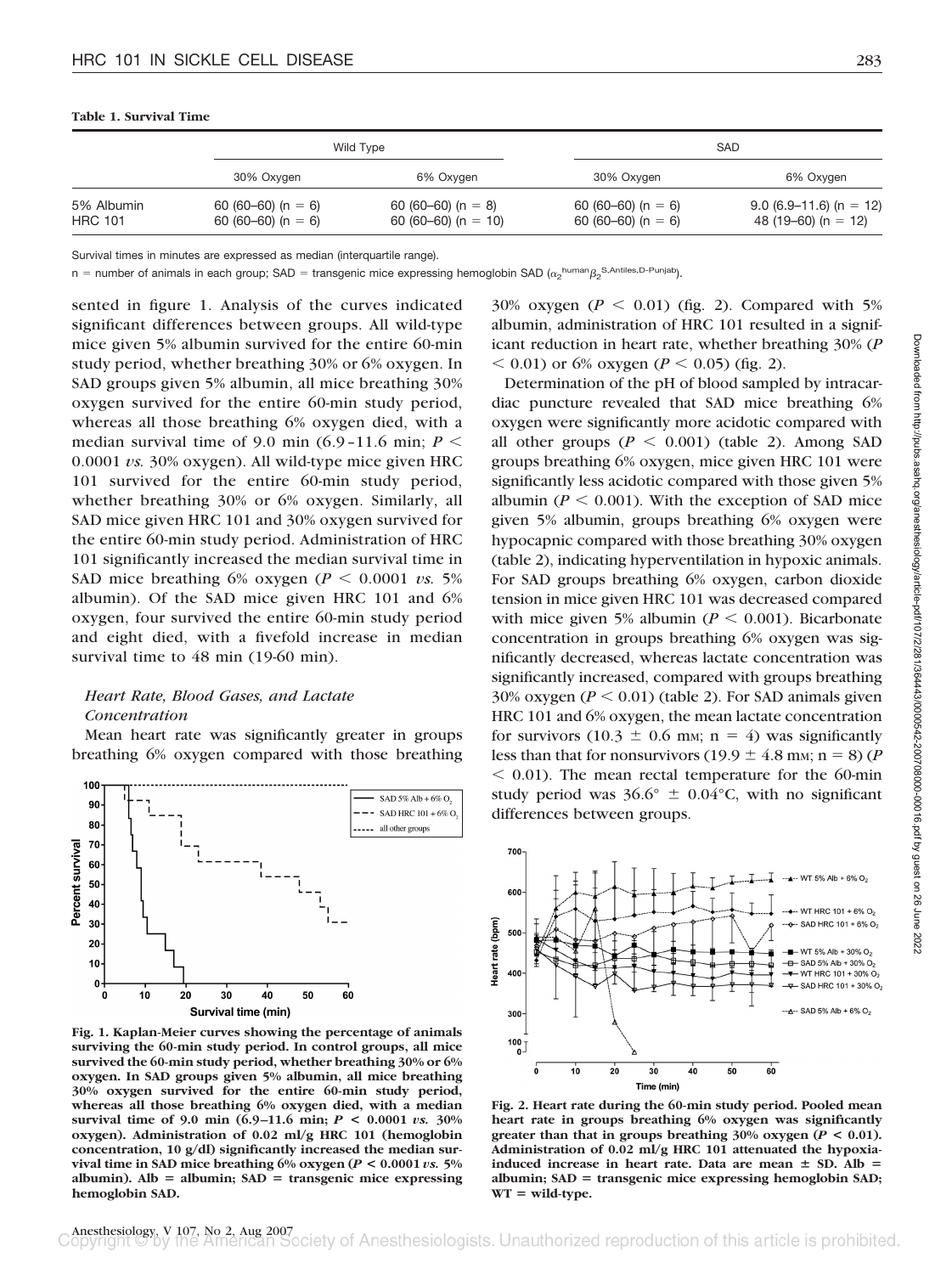**Table 1. Survival Time**

| | Wild Type | | SAD | |
|---|---|---|---|---|
| | 30% Oxygen | 6% Oxygen | 30% Oxygen | 6% Oxygen |
| 5% Albumin | 60 (60–60) (n = 6) | 60 (60–60) (n = 8) | 60 (60–60) (n = 6) | 9.0 (6.9–11.6) (n = 12) |
| HRC 101 | 60 (60–60) (n = 6) | 60 (60–60) (n = 10) | 60 (60–60) (n = 6) | 48 (19–60) (n = 12) |

Survival times in minutes are expressed as median (interquartile range).

n = number of animals in each group; SAD = transgenic mice expressing hemoglobin SAD ($\alpha_2^{human}\beta_2^{S,Antiles,D\text{-}Punjab}$).

sented in figure 1. Analysis of the curves indicated significant differences between groups. All wild-type mice given 5% albumin survived for the entire 60-min study period, whether breathing 30% or 6% oxygen. In SAD groups given 5% albumin, all mice breathing 30% oxygen survived for the entire 60-min study period, whereas all those breathing 6% oxygen died, with a median survival time of 9.0 min (6.9–11.6 min; $P < 0.0001$ *vs.* 30% oxygen). All wild-type mice given HRC 101 survived for the entire 60-min study period, whether breathing 30% or 6% oxygen. Similarly, all SAD mice given HRC 101 and 30% oxygen survived for the entire 60-min study period. Administration of HRC 101 significantly increased the median survival time in SAD mice breathing 6% oxygen ($P < 0.0001$ *vs.* 5% albumin). Of the SAD mice given HRC 101 and 6% oxygen, four survived the entire 60-min study period and eight died, with a fivefold increase in median survival time to 48 min (19-60 min).

### *Heart Rate, Blood Gases, and Lactate Concentration*

Mean heart rate was significantly greater in groups breathing 6% oxygen compared with those breathing 30% oxygen ($P < 0.01$) (fig. 2). Compared with 5% albumin, administration of HRC 101 resulted in a significant reduction in heart rate, whether breathing 30% ($P < 0.01$) or 6% oxygen ($P < 0.05$) (fig. 2).

**Fig. 1. Kaplan-Meier curves showing the percentage of animals surviving the 60-min study period. In control groups, all mice survived the 60-min study period, whether breathing 30% or 6% oxygen. In SAD groups given 5% albumin, all mice breathing 30% oxygen survived for the entire 60-min study period, whereas all those breathing 6% oxygen died, with a median survival time of 9.0 min (6.9–11.6 min; $P < 0.0001$ *vs.* 30% oxygen). Administration of 0.02 ml/g HRC 101 (hemoglobin concentration, 10 g/dl) significantly increased the median survival time in SAD mice breathing 6% oxygen ($P < 0.0001$ *vs.* 5% albumin). Alb = albumin; SAD = transgenic mice expressing hemoglobin SAD.**

Determination of the pH of blood sampled by intracardiac puncture revealed that SAD mice breathing 6% oxygen were significantly more acidotic compared with all other groups ($P < 0.001$) (table 2). Among SAD groups breathing 6% oxygen, mice given HRC 101 were significantly less acidotic compared with those given 5% albumin ($P < 0.001$). With the exception of SAD mice given 5% albumin, groups breathing 6% oxygen were hypocapnic compared with those breathing 30% oxygen (table 2), indicating hyperventilation in hypoxic animals. For SAD groups breathing 6% oxygen, carbon dioxide tension in mice given HRC 101 was decreased compared with mice given 5% albumin ($P < 0.001$). Bicarbonate concentration in groups breathing 6% oxygen was significantly decreased, whereas lactate concentration was significantly increased, compared with groups breathing 30% oxygen ($P < 0.01$) (table 2). For SAD animals given HRC 101 and 6% oxygen, the mean lactate concentration for survivors (10.3 ± 0.6 mM; n = 4) was significantly less than that for nonsurvivors (19.9 ± 4.8 mM; n = 8) ($P < 0.01$). The mean rectal temperature for the 60-min study period was 36.6° ± 0.04°C, with no significant differences between groups.

**Fig. 2. Heart rate during the 60-min study period. Pooled mean heart rate in groups breathing 6% oxygen was significantly greater than that in groups breathing 30% oxygen ($P < 0.01$). Administration of 0.02 ml/g HRC 101 attenuated the hypoxia-induced increase in heart rate. Data are mean ± SD. Alb = albumin; SAD = transgenic mice expressing hemoglobin SAD; WT = wild-type.**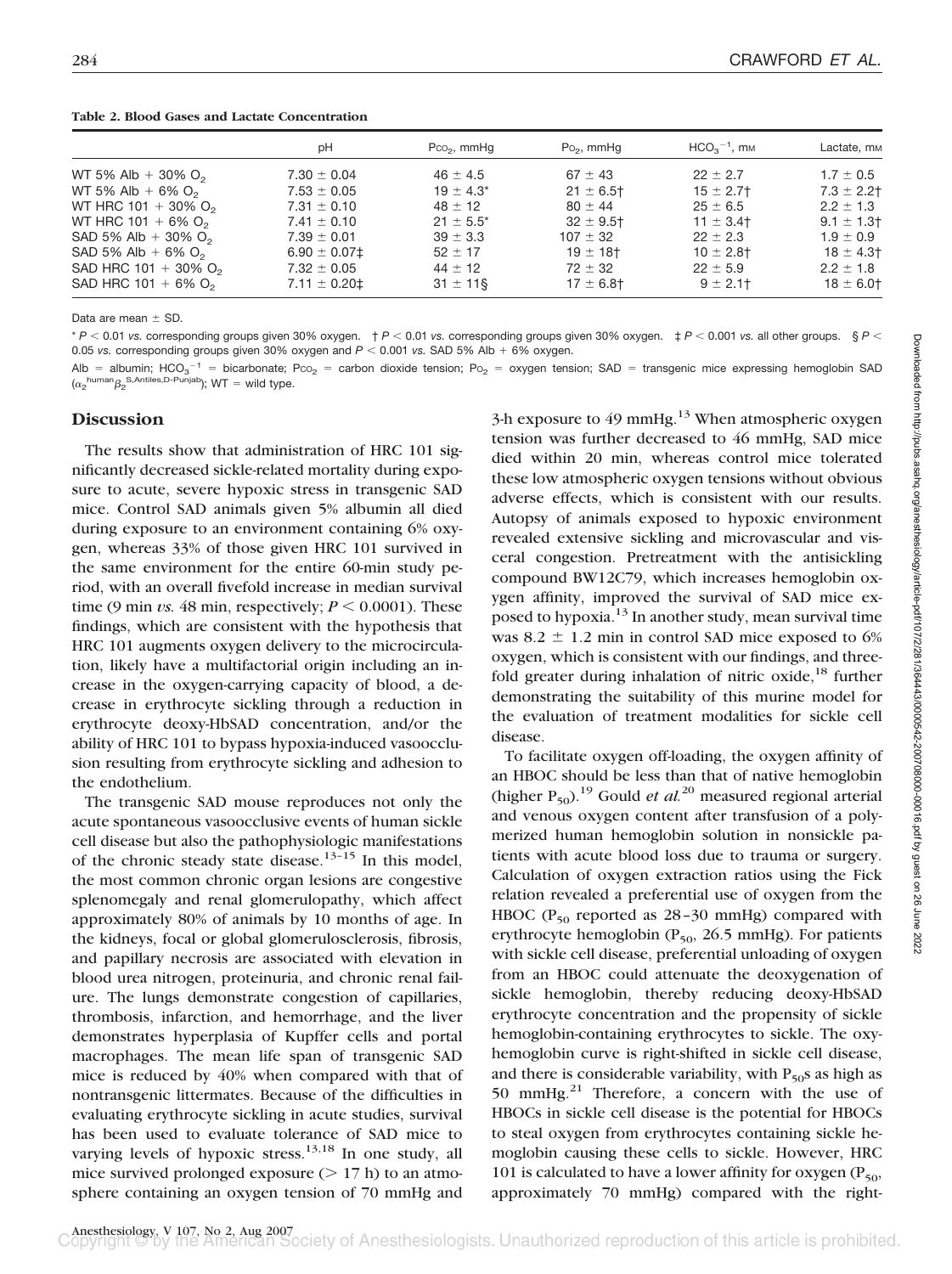**Table 2. Blood Gases and Lactate Concentration**

| | pH | $P_{CO_2}$, mmHg | $P_{O_2}$, mmHg | $HCO_3^{-1}$, mM | Lactate, mM |
|---|---|---|---|---|---|
| WT 5% Alb + 30% $O_2$ | 7.30 ± 0.04 | 46 ± 4.5 | 67 ± 43 | 22 ± 2.7 | 1.7 ± 0.5 |
| WT 5% Alb + 6% $O_2$ | 7.53 ± 0.05 | 19 ± 4.3* | 21 ± 6.5† | 15 ± 2.7† | 7.3 ± 2.2† |
| WT HRC 101 + 30% $O_2$ | 7.31 ± 0.10 | 48 ± 12 | 80 ± 44 | 25 ± 6.5 | 2.2 ± 1.3 |
| WT HRC 101 + 6% $O_2$ | 7.41 ± 0.10 | 21 ± 5.5* | 32 ± 9.5† | 11 ± 3.4† | 9.1 ± 1.3† |
| SAD 5% Alb + 30% $O_2$ | 7.39 ± 0.01 | 39 ± 3.3 | 107 ± 32 | 22 ± 2.3 | 1.9 ± 0.9 |
| SAD 5% Alb + 6% $O_2$ | 6.90 ± 0.07‡ | 52 ± 17 | 19 ± 18† | 10 ± 2.8† | 18 ± 4.3† |
| SAD HRC 101 + 30% $O_2$ | 7.32 ± 0.05 | 44 ± 12 | 72 ± 32 | 22 ± 5.9 | 2.2 ± 1.8 |
| SAD HRC 101 + 6% $O_2$ | 7.11 ± 0.20‡ | 31 ± 11§ | 17 ± 6.8† | 9 ± 2.1† | 18 ± 6.0† |

Data are mean ± SD.

* $P < 0.01$ *vs.* corresponding groups given 30% oxygen. † $P < 0.01$ *vs.* corresponding groups given 30% oxygen. ‡ $P < 0.001$ *vs.* all other groups. § $P < 0.05$ *vs.* corresponding groups given 30% oxygen and $P < 0.001$ *vs.* SAD 5% Alb + 6% oxygen.

Alb = albumin; $HCO_3^{-1}$ = bicarbonate; $P_{CO_2}$ = carbon dioxide tension; $P_{O_2}$ = oxygen tension; SAD = transgenic mice expressing hemoglobin SAD ($\alpha_2^{human}\beta_2^{S,Antiles,D\text{-}Punjab}$); WT = wild type.

## Discussion

The results show that administration of HRC 101 significantly decreased sickle-related mortality during exposure to acute, severe hypoxic stress in transgenic SAD mice. Control SAD animals given 5% albumin all died during exposure to an environment containing 6% oxygen, whereas 33% of those given HRC 101 survived in the same environment for the entire 60-min study period, with an overall fivefold increase in median survival time (9 min *vs.* 48 min, respectively; $P < 0.0001$). These findings, which are consistent with the hypothesis that HRC 101 augments oxygen delivery to the microcirculation, likely have a multifactorial origin including an increase in the oxygen-carrying capacity of blood, a decrease in erythrocyte sickling through a reduction in erythrocyte deoxy-HbSAD concentration, and/or the ability of HRC 101 to bypass hypoxia-induced vasoocclusion resulting from erythrocyte sickling and adhesion to the endothelium.

The transgenic SAD mouse reproduces not only the acute spontaneous vasoocclusive events of human sickle cell disease but also the pathophysiologic manifestations of the chronic steady state disease.[13–15] In this model, the most common chronic organ lesions are congestive splenomegaly and renal glomerulopathy, which affect approximately 80% of animals by 10 months of age. In the kidneys, focal or global glomerulosclerosis, fibrosis, and papillary necrosis are associated with elevation in blood urea nitrogen, proteinuria, and chronic renal failure. The lungs demonstrate congestion of capillaries, thrombosis, infarction, and hemorrhage, and the liver demonstrates hyperplasia of Kupffer cells and portal macrophages. The mean life span of transgenic SAD mice is reduced by 40% when compared with that of nontransgenic littermates. Because of the difficulties in evaluating erythrocyte sickling in acute studies, survival has been used to evaluate tolerance of SAD mice to varying levels of hypoxic stress.[13,18] In one study, all mice survived prolonged exposure (> 17 h) to an atmosphere containing an oxygen tension of 70 mmHg and 3-h exposure to 49 mmHg.[13] When atmospheric oxygen tension was further decreased to 46 mmHg, SAD mice died within 20 min, whereas control mice tolerated these low atmospheric oxygen tensions without obvious adverse effects, which is consistent with our results. Autopsy of animals exposed to hypoxic environment revealed extensive sickling and microvascular and visceral congestion. Pretreatment with the antisickling compound BW12C79, which increases hemoglobin oxygen affinity, improved the survival of SAD mice exposed to hypoxia.[13] In another study, mean survival time was 8.2 ± 1.2 min in control SAD mice exposed to 6% oxygen, which is consistent with our findings, and threefold greater during inhalation of nitric oxide,[18] further demonstrating the suitability of this murine model for the evaluation of treatment modalities for sickle cell disease.

To facilitate oxygen off-loading, the oxygen affinity of an HBOC should be less than that of native hemoglobin (higher $P_{50}$).[19] Gould *et al.*[20] measured regional arterial and venous oxygen content after transfusion of a polymerized human hemoglobin solution in nonsickle patients with acute blood loss due to trauma or surgery. Calculation of oxygen extraction ratios using the Fick relation revealed a preferential use of oxygen from the HBOC ($P_{50}$ reported as 28–30 mmHg) compared with erythrocyte hemoglobin ($P_{50}$, 26.5 mmHg). For patients with sickle cell disease, preferential unloading of oxygen from an HBOC could attenuate the deoxygenation of sickle hemoglobin, thereby reducing deoxy-HbSAD erythrocyte concentration and the propensity of sickle hemoglobin-containing erythrocytes to sickle. The oxyhemoglobin curve is right-shifted in sickle cell disease, and there is considerable variability, with $P_{50}$s as high as 50 mmHg.[21] Therefore, a concern with the use of HBOCs in sickle cell disease is the potential for HBOCs to steal oxygen from erythrocytes containing sickle hemoglobin causing these cells to sickle. However, HRC 101 is calculated to have a lower affinity for oxygen ($P_{50}$, approximately 70 mmHg) compared with the right-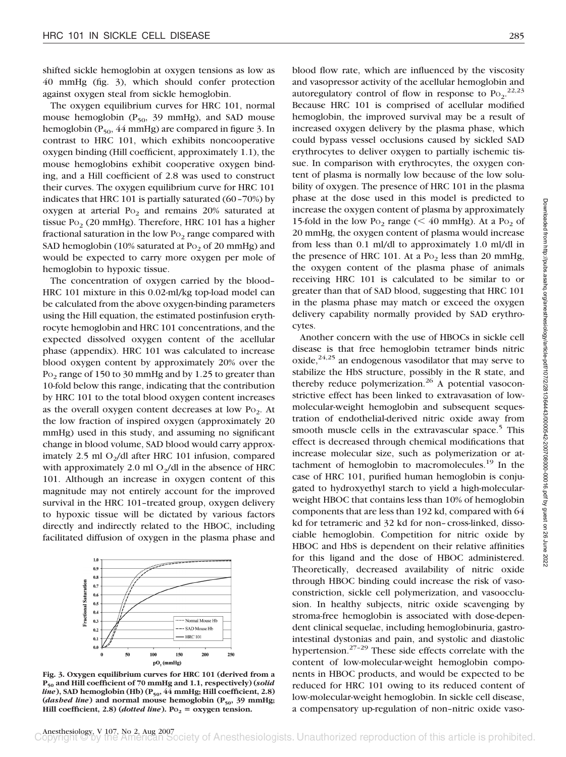shifted sickle hemoglobin at oxygen tensions as low as 40 mmHg (fig. 3), which should confer protection against oxygen steal from sickle hemoglobin.

The oxygen equilibrium curves for HRC 101, normal mouse hemoglobin ($P_{50}$, 39 mmHg), and SAD mouse hemoglobin ($P_{50}$, 44 mmHg) are compared in figure 3. In contrast to HRC 101, which exhibits noncooperative oxygen binding (Hill coefficient, approximately 1.1), the mouse hemoglobins exhibit cooperative oxygen binding, and a Hill coefficient of 2.8 was used to construct their curves. The oxygen equilibrium curve for HRC 101 indicates that HRC 101 is partially saturated (60–70%) by oxygen at arterial $Po_2$ and remains 20% saturated at tissue $Po_2$ (20 mmHg). Therefore, HRC 101 has a higher fractional saturation in the low $Po_2$ range compared with SAD hemoglobin (10% saturated at $Po_2$ of 20 mmHg) and would be expected to carry more oxygen per mole of hemoglobin to hypoxic tissue.

The concentration of oxygen carried by the blood–HRC 101 mixture in this 0.02-ml/kg top-load model can be calculated from the above oxygen-binding parameters using the Hill equation, the estimated postinfusion erythrocyte hemoglobin and HRC 101 concentrations, and the expected dissolved oxygen content of the acellular phase (appendix). HRC 101 was calculated to increase blood oxygen content by approximately 20% over the $Po_2$ range of 150 to 30 mmHg and by 1.25 to greater than 10-fold below this range, indicating that the contribution by HRC 101 to the total blood oxygen content increases as the overall oxygen content decreases at low $Po_2$. At the low fraction of inspired oxygen (approximately 20 mmHg) used in this study, and assuming no significant change in blood volume, SAD blood would carry approximately 2.5 ml $O_2$/dl after HRC 101 infusion, compared with approximately 2.0 ml $O_2$/dl in the absence of HRC 101. Although an increase in oxygen content of this magnitude may not entirely account for the improved survival in the HRC 101–treated group, oxygen delivery to hypoxic tissue will be dictated by various factors directly and indirectly related to the HBOC, including facilitated diffusion of oxygen in the plasma phase and blood flow rate, which are influenced by the viscosity and vasopressor activity of the acellular hemoglobin and autoregulatory control of flow in response to $Po_2$.[22,23] Because HRC 101 is comprised of acellular modified hemoglobin, the improved survival may be a result of increased oxygen delivery by the plasma phase, which could bypass vessel occlusions caused by sickled SAD erythrocytes to deliver oxygen to partially ischemic tissue. In comparison with erythrocytes, the oxygen content of plasma is normally low because of the low solubility of oxygen. The presence of HRC 101 in the plasma phase at the dose used in this model is predicted to increase the oxygen content of plasma by approximately 15-fold in the low $Po_2$ range (< 40 mmHg). At a $Po_2$ of 20 mmHg, the oxygen content of plasma would increase from less than 0.1 ml/dl to approximately 1.0 ml/dl in the presence of HRC 101. At a $Po_2$ less than 20 mmHg, the oxygen content of the plasma phase of animals receiving HRC 101 is calculated to be similar to or greater than that of SAD blood, suggesting that HRC 101 in the plasma phase may match or exceed the oxygen delivery capability normally provided by SAD erythrocytes.

**Fig. 3. Oxygen equilibrium curves for HRC 101 (derived from a $P_{50}$ and Hill coefficient of 70 mmHg and 1.1, respectively) (*solid line*), SAD hemoglobin (Hb) ($P_{50}$, 44 mmHg; Hill coefficient, 2.8) (*dashed line*) and normal mouse hemoglobin ($P_{50}$, 39 mmHg; Hill coefficient, 2.8) (*dotted line*). $Po_2$ = oxygen tension.**

Another concern with the use of HBOCs in sickle cell disease is that free hemoglobin tetramer binds nitric oxide,[24,25] an endogenous vasodilator that may serve to stabilize the HbS structure, possibly in the R state, and thereby reduce polymerization.[26] A potential vasoconstrictive effect has been linked to extravasation of low-molecular-weight hemoglobin and subsequent sequestration of endothelial-derived nitric oxide away from smooth muscle cells in the extravascular space.[5] This effect is decreased through chemical modifications that increase molecular size, such as polymerization or attachment of hemoglobin to macromolecules.[19] In the case of HRC 101, purified human hemoglobin is conjugated to hydroxyethyl starch to yield a high-molecular-weight HBOC that contains less than 10% of hemoglobin components that are less than 192 kd, compared with 64 kd for tetrameric and 32 kd for non–cross-linked, dissociable hemoglobin. Competition for nitric oxide by HBOC and HbS is dependent on their relative affinities for this ligand and the dose of HBOC administered. Theoretically, decreased availability of nitric oxide through HBOC binding could increase the risk of vasoconstriction, sickle cell polymerization, and vasoocclusion. In healthy subjects, nitric oxide scavenging by stroma-free hemoglobin is associated with dose-dependent clinical sequelae, including hemoglobinuria, gastrointestinal dystonias and pain, and systolic and diastolic hypertension.[27–29] These side effects correlate with the content of low-molecular-weight hemoglobin components in HBOC products, and would be expected to be reduced for HRC 101 owing to its reduced content of low-molecular-weight hemoglobin. In sickle cell disease, a compensatory up-regulation of non–nitric oxide vaso-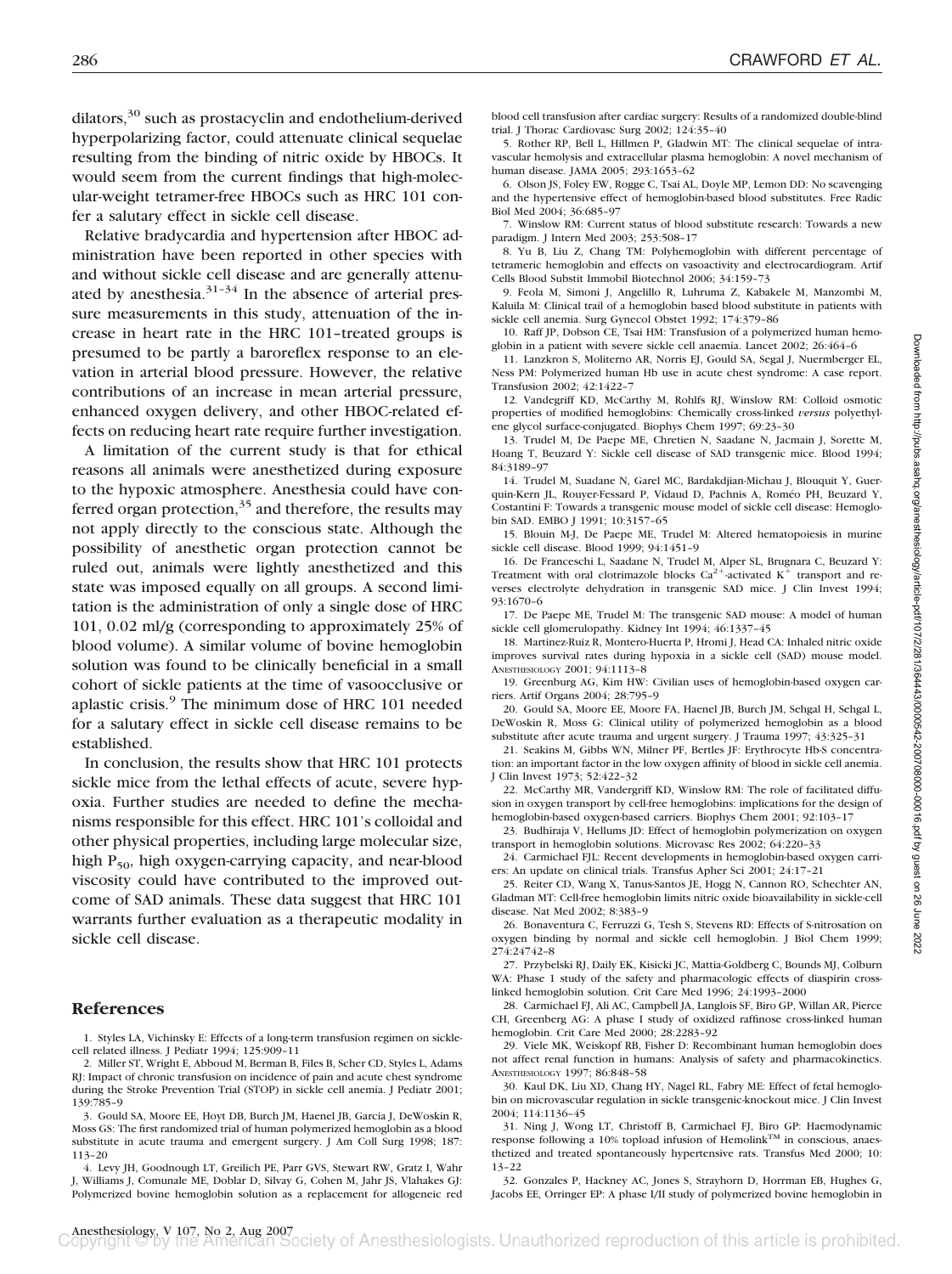dilators,[30] such as prostacyclin and endothelium-derived hyperpolarizing factor, could attenuate clinical sequelae resulting from the binding of nitric oxide by HBOCs. It would seem from the current findings that high-molecular-weight tetramer-free HBOCs such as HRC 101 confer a salutary effect in sickle cell disease.

Relative bradycardia and hypertension after HBOC administration have been reported in other species with and without sickle cell disease and are generally attenuated by anesthesia.[31–34] In the absence of arterial pressure measurements in this study, attenuation of the increase in heart rate in the HRC 101–treated groups is presumed to be partly a baroreflex response to an elevation in arterial blood pressure. However, the relative contributions of an increase in mean arterial pressure, enhanced oxygen delivery, and other HBOC-related effects on reducing heart rate require further investigation.

A limitation of the current study is that for ethical reasons all animals were anesthetized during exposure to the hypoxic atmosphere. Anesthesia could have conferred organ protection,[35] and therefore, the results may not apply directly to the conscious state. Although the possibility of anesthetic organ protection cannot be ruled out, animals were lightly anesthetized and this state was imposed equally on all groups. A second limitation is the administration of only a single dose of HRC 101, 0.02 ml/g (corresponding to approximately 25% of blood volume). A similar volume of bovine hemoglobin solution was found to be clinically beneficial in a small cohort of sickle patients at the time of vasoocclusive or aplastic crisis.[9] The minimum dose of HRC 101 needed for a salutary effect in sickle cell disease remains to be established.

In conclusion, the results show that HRC 101 protects sickle mice from the lethal effects of acute, severe hypoxia. Further studies are needed to define the mechanisms responsible for this effect. HRC 101's colloidal and other physical properties, including large molecular size, high $P_{50}$, high oxygen-carrying capacity, and near-blood viscosity could have contributed to the improved outcome of SAD animals. These data suggest that HRC 101 warrants further evaluation as a therapeutic modality in sickle cell disease.

## References

1. Styles LA, Vichinsky E: Effects of a long-term transfusion regimen on sickle-cell related illness. J Pediatr 1994; 125:909–11
2. Miller ST, Wright E, Abboud M, Berman B, Files B, Scher CD, Styles L, Adams RJ: Impact of chronic transfusion on incidence of pain and acute chest syndrome during the Stroke Prevention Trial (STOP) in sickle cell anemia. J Pediatr 2001; 139:785–9
3. Gould SA, Moore EE, Hoyt DB, Burch JM, Haenel JB, Garcia J, DeWoskin R, Moss GS: The first randomized trial of human polymerized hemoglobin as a blood substitute in acute trauma and emergent surgery. J Am Coll Surg 1998; 187:113–20
4. Levy JH, Goodnough LT, Greilich PE, Parr GVS, Stewart RW, Gratz I, Wahr J, Williams J, Comunale ME, Doblar D, Silvay G, Cohen M, Jahr JS, Vlahakes GJ: Polymerized bovine hemoglobin solution as a replacement for allogeneic red blood cell transfusion after cardiac surgery: Results of a randomized double-blind trial. J Thorac Cardiovasc Surg 2002; 124:35–40
5. Rother RP, Bell L, Hillmen P, Gladwin MT: The clinical sequelae of intravascular hemolysis and extracellular plasma hemoglobin: A novel mechanism of human disease. JAMA 2005; 293:1653–62
6. Olson JS, Foley EW, Rogge C, Tsai AL, Doyle MP, Lemon DD: No scavenging and the hypertensive effect of hemoglobin-based blood substitutes. Free Radic Biol Med 2004; 36:685–97
7. Winslow RM: Current status of blood substitute research: Towards a new paradigm. J Intern Med 2003; 253:508–17
8. Yu B, Liu Z, Chang TM: Polyhemoglobin with different percentage of tetrameric hemoglobin and effects on vasoactivity and electrocardiogram. Artif Cells Blood Substit Immobil Biotechnol 2006; 34:159–73
9. Feola M, Simoni J, Angelillo R, Luhruma Z, Kabakele M, Manzombi M, Kaluila M: Clinical trail of a hemoglobin based blood substitute in patients with sickle cell anemia. Surg Gynecol Obstet 1992; 174:379–86
10. Raff JP, Dobson CE, Tsai HM: Transfusion of a polymerized human hemoglobin in a patient with severe sickle cell anaemia. Lancet 2002; 26:464–6
11. Lanzkron S, Moliterno AR, Norris EJ, Gould SA, Segal J, Nuermberger EL, Ness PM: Polymerized human Hb use in acute chest syndrome: A case report. Transfusion 2002; 42:1422–7
12. Vandegriff KD, McCarthy M, Rohlfs RJ, Winslow RM: Colloid osmotic properties of modified hemoglobins: Chemically cross-linked *versus* polyethylene glycol surface-conjugated. Biophys Chem 1997; 69:23–30
13. Trudel M, De Paepe ME, Chretien N, Saadane N, Jacmain J, Sorette M, Hoang T, Beuzard Y: Sickle cell disease of SAD transgenic mice. Blood 1994; 84:3189–97
14. Trudel M, Suadane N, Garel MC, Bardakdjian-Michau J, Blouquit Y, Guerquin-Kern JL, Rouyer-Fessard P, Vidaud D, Pachnis A, Roméo PH, Beuzard Y, Costantini F: Towards a transgenic mouse model of sickle cell disease: Hemoglobin SAD. EMBO J 1991; 10:3157–65
15. Blouin M-J, De Paepe ME, Trudel M: Altered hematopoiesis in murine sickle cell disease. Blood 1999; 94:1451–9
16. De Franceschi L, Saadane N, Trudel M, Alper SL, Brugnara C, Beuzard Y: Treatment with oral clotrimazole blocks $Ca^{2+}$-activated $K^{+}$ transport and reverses electrolyte dehydration in transgenic SAD mice. J Clin Invest 1994; 93:1670–6
17. De Paepe ME, Trudel M: The transgenic SAD mouse: A model of human sickle cell glomerulopathy. Kidney Int 1994; 46:1337–45
18. Martinez-Ruiz R, Montero-Huerta P, Hromi J, Head CA: Inhaled nitric oxide improves survival rates during hypoxia in a sickle cell (SAD) mouse model. Anesthesiology 2001; 94:1113–8
19. Greenburg AG, Kim HW: Civilian uses of hemoglobin-based oxygen carriers. Artif Organs 2004; 28:795–9
20. Gould SA, Moore EE, Moore FA, Haenel JB, Burch JM, Sehgal H, Sehgal L, DeWoskin R, Moss G: Clinical utility of polymerized hemoglobin as a blood substitute after acute trauma and urgent surgery. J Trauma 1997; 43:325–31
21. Seakins M, Gibbs WN, Milner PF, Bertles JF: Erythrocyte Hb-S concentration: an important factor in the low oxygen affinity of blood in sickle cell anemia. J Clin Invest 1973; 52:422–32
22. McCarthy MR, Vandergriff KD, Winslow RM: The role of facilitated diffusion in oxygen transport by cell-free hemoglobins: implications for the design of hemoglobin-based oxygen-based carriers. Biophys Chem 2001; 92:103–17
23. Budhiraja V, Hellums JD: Effect of hemoglobin polymerization on oxygen transport in hemoglobin solutions. Microvasc Res 2002; 64:220–33
24. Carmichael FJL: Recent developments in hemoglobin-based oxygen carriers: An update on clinical trials. Transfus Apher Sci 2001; 24:17–21
25. Reiter CD, Wang X, Tanus-Santos JE, Hogg N, Cannon RO, Schechter AN, Gladman MT: Cell-free hemoglobin limits nitric oxide bioavailability in sickle-cell disease. Nat Med 2002; 8:383–9
26. Bonaventura C, Ferruzzi G, Tesh S, Stevens RD: Effects of S-nitrosation on oxygen binding by normal and sickle cell hemoglobin. J Biol Chem 1999; 274:24742–8
27. Przybelski RJ, Daily EK, Kisicki JC, Mattia-Goldberg C, Bounds MJ, Colburn WA: Phase 1 study of the safety and pharmacologic effects of diaspirin cross-linked hemoglobin solution. Crit Care Med 1996; 24:1993–2000
28. Carmichael FJ, Ali AC, Campbell JA, Langlois SF, Biro GP, Willan AR, Pierce CH, Greenberg AG: A phase I study of oxidized raffinose cross-linked human hemoglobin. Crit Care Med 2000; 28:2283–92
29. Viele MK, Weiskopf RB, Fisher D: Recombinant human hemoglobin does not affect renal function in humans: Analysis of safety and pharmacokinetics. Anesthesiology 1997; 86:848–58
30. Kaul DK, Liu XD, Chang HY, Nagel RL, Fabry ME: Effect of fetal hemoglobin on microvascular regulation in sickle transgenic-knockout mice. J Clin Invest 2004; 114:1136–45
31. Ning J, Wong LT, Christoff B, Carmichael FJ, Biro GP: Haemodynamic response following a 10% topload infusion of Hemolink™ in conscious, anaesthetized and treated spontaneously hypertensive rats. Transfus Med 2000; 10:13–22
32. Gonzales P, Hackney AC, Jones S, Strayhorn D, Horrman EB, Hughes G, Jacobs EE, Orringer EP: A phase I/II study of polymerized bovine hemoglobin in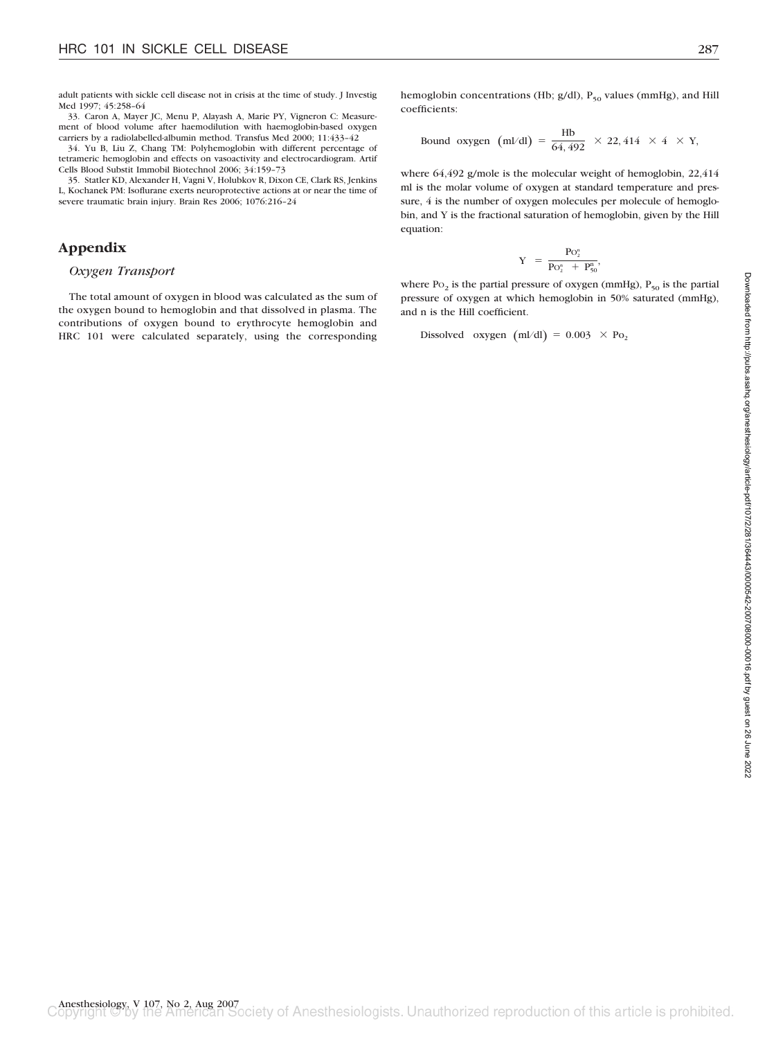adult patients with sickle cell disease not in crisis at the time of study. J Investig Med 1997; 45:258–64

33. Caron A, Mayer JC, Menu P, Alayash A, Marie PY, Vigneron C: Measurement of blood volume after haemodilution with haemoglobin-based oxygen carriers by a radiolabelled-albumin method. Transfus Med 2000; 11:433–42

34. Yu B, Liu Z, Chang TM: Polyhemoglobin with different percentage of tetrameric hemoglobin and effects on vasoactivity and electrocardiogram. Artif Cells Blood Substit Immobil Biotechnol 2006; 34:159–73

35. Statler KD, Alexander H, Vagni V, Holubkov R, Dixon CE, Clark RS, Jenkins L, Kochanek PM: Isoflurane exerts neuroprotective actions at or near the time of severe traumatic brain injury. Brain Res 2006; 1076:216–24

## Appendix

### *Oxygen Transport*

The total amount of oxygen in blood was calculated as the sum of the oxygen bound to hemoglobin and that dissolved in plasma. The contributions of oxygen bound to erythrocyte hemoglobin and HRC 101 were calculated separately, using the corresponding hemoglobin concentrations (Hb; g/dl), $P_{50}$ values (mmHg), and Hill coefficients:

$$\text{Bound oxygen (ml/dl)} = \frac{\text{Hb}}{64,492} \times 22,414 \times 4 \times \text{Y},$$

where 64,492 g/mole is the molecular weight of hemoglobin, 22,414 ml is the molar volume of oxygen at standard temperature and pressure, 4 is the number of oxygen molecules per molecule of hemoglobin, and Y is the fractional saturation of hemoglobin, given by the Hill equation:

$$\text{Y} = \frac{\text{Po}_2^n}{\text{Po}_2^n + \text{P}_{50}^n},$$

where $\text{Po}_2$ is the partial pressure of oxygen (mmHg), $P_{50}$ is the partial pressure of oxygen at which hemoglobin in 50% saturated (mmHg), and n is the Hill coefficient.

$$\text{Dissolved oxygen (ml/dl)} = 0.003 \times \text{Po}_2$$